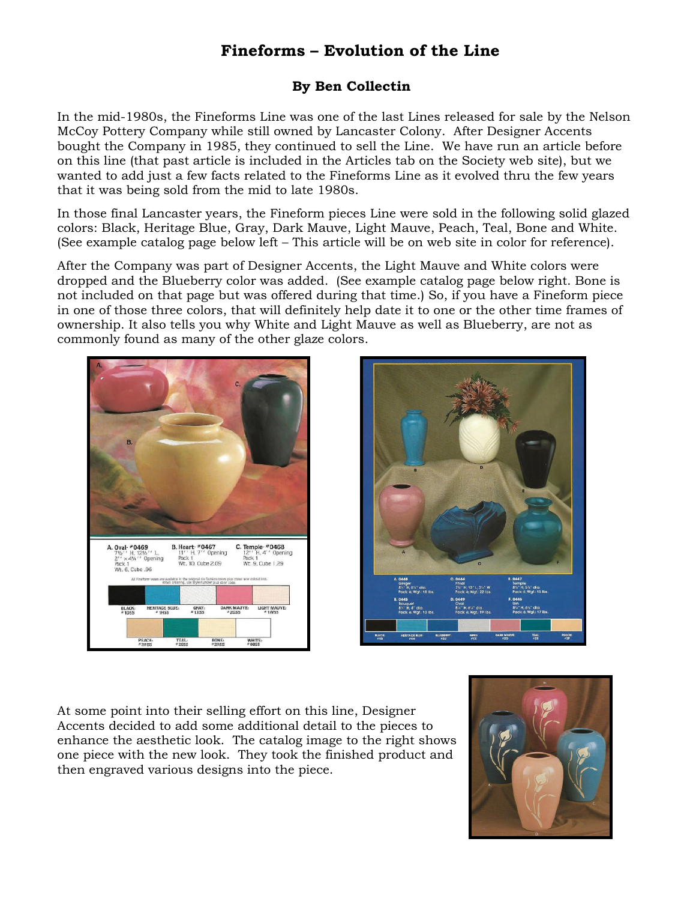# Fineforms – Evolution of the Line

## By Ben Collectin

In the mid-1980s, the Fineforms Line was one of the last Lines released for sale by the Nelson McCoy Pottery Company while still owned by Lancaster Colony. After Designer Accents bought the Company in 1985, they continued to sell the Line. We have run an article before on this line (that past article is included in the Articles tab on the Society web site), but we wanted to add just a few facts related to the Fineforms Line as it evolved thru the few years that it was being sold from the mid to late 1980s.

In those final Lancaster years, the Fineform pieces Line were sold in the following solid glazed colors: Black, Heritage Blue, Gray, Dark Mauve, Light Mauve, Peach, Teal, Bone and White. (See example catalog page below left – This article will be on web site in color for reference).

After the Company was part of Designer Accents, the Light Mauve and White colors were dropped and the Blueberry color was added. (See example catalog page below right. Bone is not included on that page but was offered during that time.) So, if you have a Fineform piece in one of those three colors, that will definitely help date it to one or the other time frames of ownership. It also tells you why White and Light Mauve as well as Blueberry, are not as commonly found as many of the other glaze colors.

At some point into their selling effort on this line, Designer Accents decided to add some additional detail to the pieces to enhance the aesthetic look. The catalog image to the right shows one piece with the new look. They took the finished product and then engraved various designs into the piece.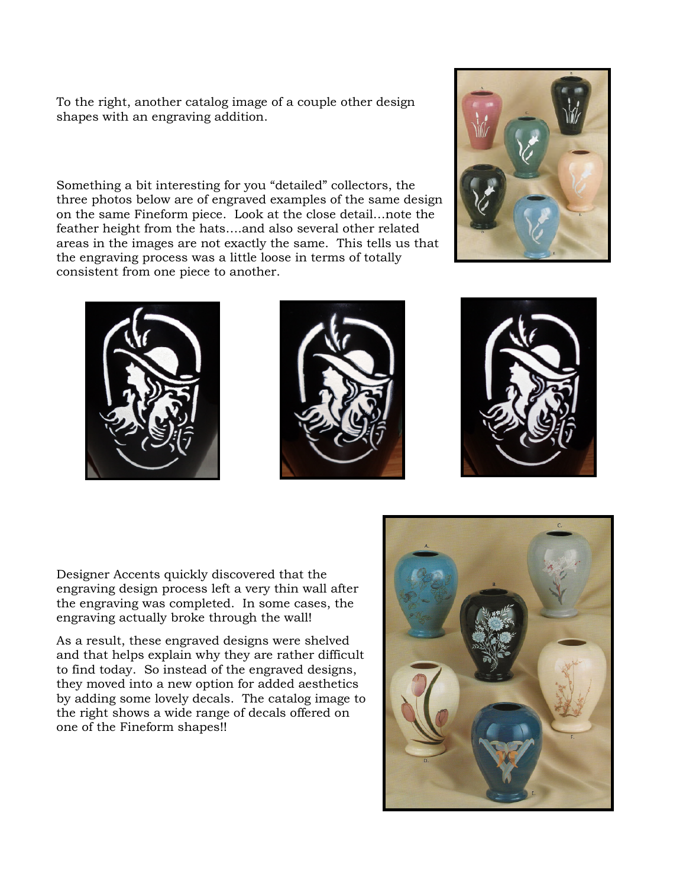To the right, another catalog image of a couple other design shapes with an engraving addition.

Something a bit interesting for you "detailed" collectors, the three photos below are of engraved examples of the same design on the same Fineform piece. Look at the close detail…note the feather height from the hats….and also several other related areas in the images are not exactly the same. This tells us that the engraving process was a little loose in terms of totally consistent from one piece to another.

Designer Accents quickly discovered that the engraving design process left a very thin wall after the engraving was completed. In some cases, the engraving actually broke through the wall!

As a result, these engraved designs were shelved and that helps explain why they are rather difficult to find today. So instead of the engraved designs, they moved into a new option for added aesthetics by adding some lovely decals. The catalog image to the right shows a wide range of decals offered on one of the Fineform shapes!!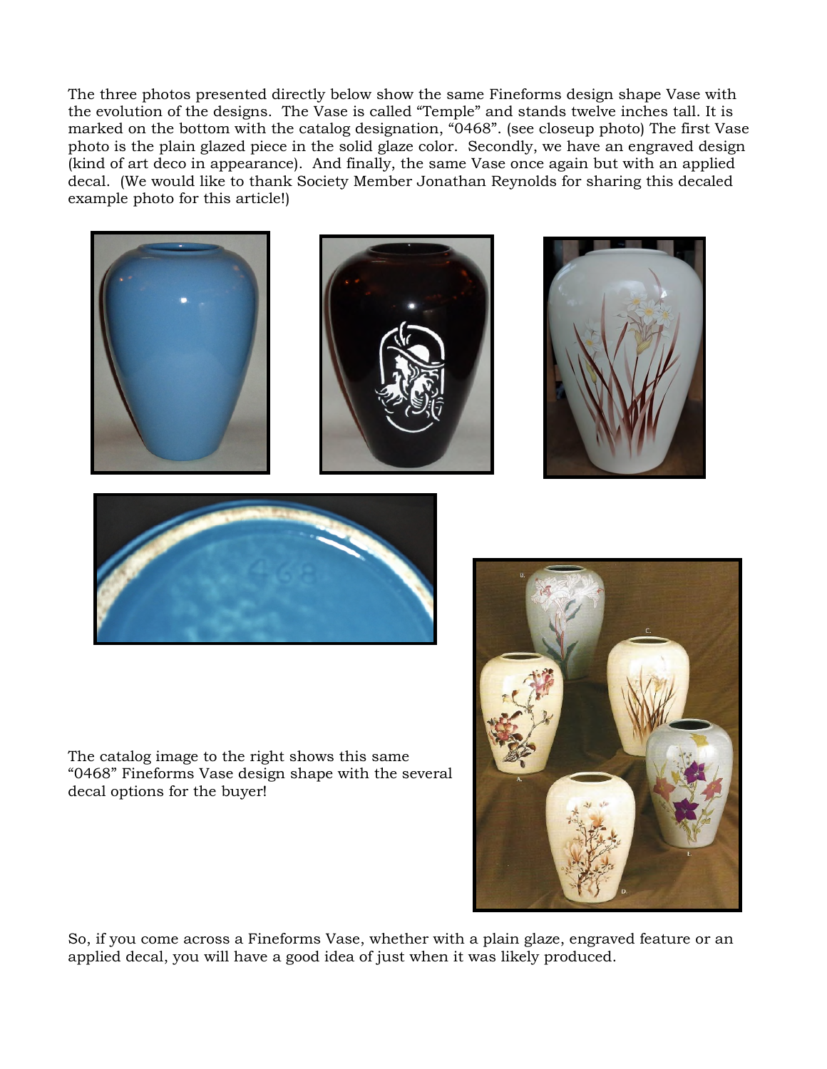The three photos presented directly below show the same Fineforms design shape Vase with the evolution of the designs. The Vase is called "Temple" and stands twelve inches tall. It is marked on the bottom with the catalog designation, "0468". (see closeup photo) The first Vase photo is the plain glazed piece in the solid glaze color. Secondly, we have an engraved design (kind of art deco in appearance). And finally, the same Vase once again but with an applied decal. (We would like to thank Society Member Jonathan Reynolds for sharing this decaled example photo for this article!)

The catalog image to the right shows this same "0468" Fineforms Vase design shape with the several decal options for the buyer!

So, if you come across a Fineforms Vase, whether with a plain glaze, engraved feature or an applied decal, you will have a good idea of just when it was likely produced.